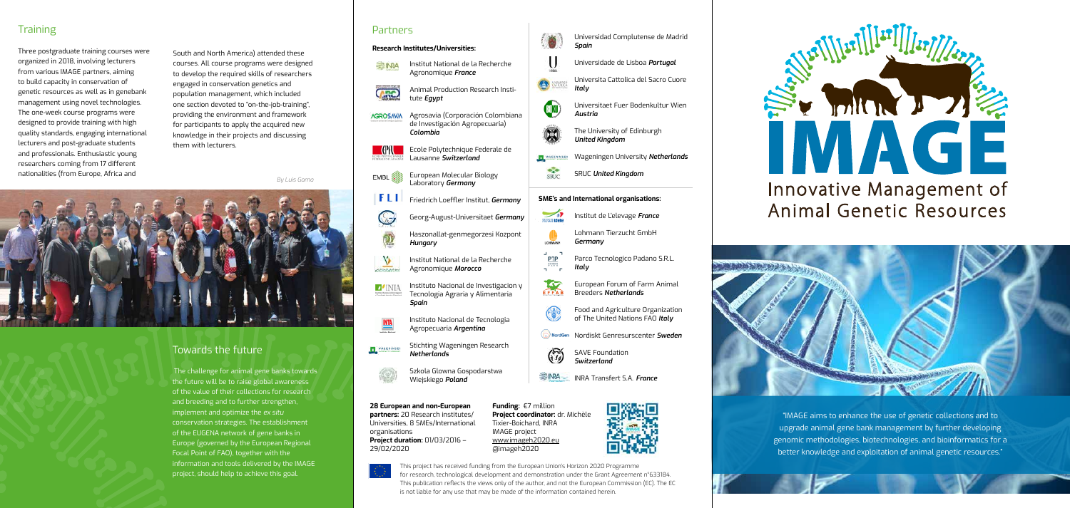## Training

Three postgraduate training courses were organized in 2018, involving lecturers from various IMAGE partners, aiming to build capacity in conservation of genetic resources as well as in genebank management using novel technologies. The one-week course programs were designed to provide training with high quality standards, engaging international lecturers and post-graduate students and professionals. Enthusiastic young researchers coming from 17 different nationalities (from Europe, Africa and South and North America) attended these courses. All course programs were designed to develop the required skills of researchers engaged in conservation genetics and population management, which included one section devoted to "on-the-job-training", providing the environment and framework for participants to apply the acquired new knowledge in their projects and discussing them with lecturers.

*By Luis Gama*

## Towards the future

The challenge for animal gene banks towards the future will be to raise global awareness of the value of their collections for research and breeding and to further strengthen, implement and optimize the *ex situ* conservation strategies. The establishment of the EUGENA network of gene banks in Europe (governed by the European Regional Focal Point of FAO), together with the information and tools delivered by the IMAGE project, should help to achieve this goal.

## Partners

**Research Institutes/Universities:**

- Institut National de la Recherche Agronomique *France*
- Animal Production Research Institute *Egypt*
- Agrosavia (Corporación Colombiana de Investigación Agropecuaria) *Colombia*
- Ecole Polytechnique Federale de Lausanne *Switzerland*
- European Molecular Biology Laboratory *Germany*
- Friedrich Loeffler Institut, *Germany*
- Georg-August-Universitaet *Germany*
- Haszonallat-genmegorzesi Kozpont *Hungary*
- Institut National de la Recherche Agronomique *Morocco*
- Instituto Nacional de Investigacion y Tecnologia Agraria y Alimentaria *Spain*
- Instituto Nacional de Tecnologia Agropecuaria *Argentina*
- Stichting Wageningen Research *Netherlands*
- Szkola Glowna Gospodarstwa Wiejskiego *Poland*
- Universidad Complutense de Madrid *Spain*
- Universidade de Lisboa *Portugal*
- Universita Cattolica del Sacro Cuore *Italy*
- Universitaet Fuer Bodenkultur Wien *Austria*
- The University of Edinburgh *United Kingdom*
- Wageningen University *Netherlands*
- SRUC *United Kingdom*

**SME's and International organisations:**

- Institut de L'elevage *France*
- Lohmann Tierzucht GmbH *Germany*
- Parco Tecnologico Padano S.R.L. *Italy*
- European Forum of Farm Animal Breeders *Netherlands*
- Food and Agriculture Organization of The United Nations FAO *Italy*
- Nordiskt Genresurscenter *Sweden*
- SAVE Foundation *Switzerland*
- INRA Transfert S.A. *France*

**28 European and non-European partners:** 20 Research institutes/ Universities, 8 SMEs/International organisations
**Project duration:** 01/03/2016 – 29/02/2020

**Funding:** €7 million
**Project coordinator:** dr. Michèle Tixier-Boichard, INRA
IMAGE project
www.imageh2020.eu
@imageh2020

This project has received funding from the European Union's Horizon 2020 Programme for research, technological development and demonstration under the Grant Agreement n°633184. This publication reflects the views only of the author, and not the European Commission (EC). The EC is not liable for any use that may be made of the information contained herein.

# IMAGE

## Innovative Management of Animal Genetic Resources

"IMAGE aims to enhance the use of genetic collections and to upgrade animal gene bank management by further developing genomic methodologies, biotechnologies, and bioinformatics for a better knowledge and exploitation of animal genetic resources."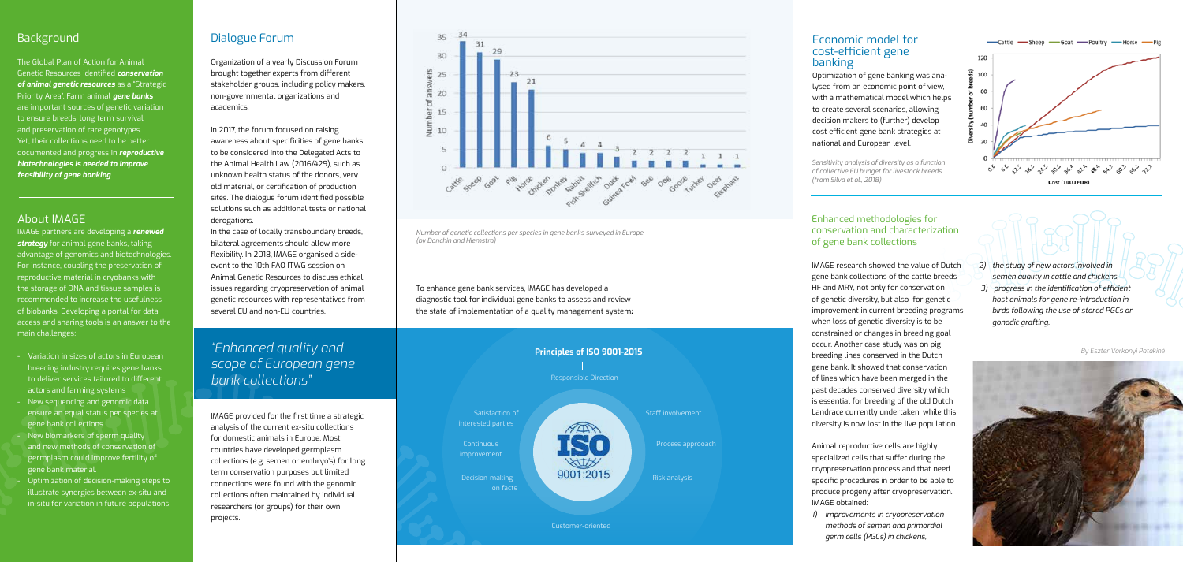## Background

The Global Plan of Action for Animal Genetic Resources identified ***conservation of animal genetic resources*** as a "Strategic Priority Area". Farm animal ***gene banks*** are important sources of genetic variation to ensure breeds' long term survival and preservation of rare genotypes. Yet, their collections need to be better documented and progress in ***reproductive biotechnologies is needed to improve feasibility of gene banking***.

## About IMAGE

IMAGE partners are developing a ***renewed strategy*** for animal gene banks, taking advantage of genomics and biotechnologies. For instance, coupling the preservation of reproductive material in cryobanks with the storage of DNA and tissue samples is recommended to increase the usefulness of biobanks. Developing a portal for data access and sharing tools is an answer to the main challenges:

- Variation in sizes of actors in European breeding industry requires gene banks to deliver services tailored to different actors and farming systems
- New sequencing and genomic data ensure an equal status per species at gene bank collections.
- New biomarkers of sperm quality and new methods of conservation of germplasm could improve fertility of gene bank material.
- Optimization of decision-making steps to illustrate synergies between ex-situ and in-situ for variation in future populations

## Dialogue Forum

Organization of a yearly Discussion Forum brought together experts from different stakeholder groups, including policy makers, non-governmental organizations and academics.

In 2017, the forum focused on raising awareness about specificities of gene banks to be considered into the Delegated Acts to the Animal Health Law (2016/429), such as unknown health status of the donors, very old material, or certification of production sites. The dialogue forum identified possible solutions such as additional tests or national derogations.

In the case of locally transboundary breeds, bilateral agreements should allow more flexibility. In 2018, IMAGE organised a side-event to the 10th FAO ITWG session on Animal Genetic Resources to discuss ethical issues regarding cryopreservation of animal genetic resources with representatives from several EU and non-EU countries.

*"Enhanced quality and scope of European gene bank collections"*

IMAGE provided for the first time a strategic analysis of the current ex-situ collections for domestic animals in Europe. Most countries have developed germplasm collections (e.g. semen or embryo's) for long term conservation purposes but limited connections were found with the genomic collections often maintained by individual researchers (or groups) for their own projects.

Number of answers

35
30
25
20
15
10
5
0

34, 31, 29, 23, 21, 6, 5, 4, 4, 3, 2, 2, 2, 2, 1, 1, 1

Cattle, Sheep, Goat, Pig, Horse, Chicken, Donkey, Rabbit, Fish-Shellfish, Duck, Guinea Fowl, Bee, Dog, Goose, Turkey, Deer, Elephant

*Number of genetic collections per species in gene banks surveyed in Europe. (by Danchin and Hiemstra)*

To enhance gene bank services, IMAGE has developed a diagnostic tool for individual gene banks to assess and review the state of implementation of a quality management system:

**Principles of ISO 9001-2015**

Responsible Direction

Satisfaction of interested parties

Staff involvement

Continuous improvement

ISO 9001:2015

Process approach

Decision-making on facts

Risk analysis

Customer-oriented

## Economic model for cost-efficient gene banking

Optimization of gene banking was analysed from an economic point of view, with a mathematical model which helps to create several scenarios, allowing decision makers to (further) develop cost efficient gene bank strategies at national and European level.

Cattle, Sheep, Goat, Poultry, Horse, Pig

Diversity (number of breeds)

120
100
80
60
40
20
0

0.6, 6.5, 12.5, 18.5, 24.5, 30.5, 36.4, 42.4, 48.4, 54.3, 60.3, 66.3, 72.2

Cost (1000 EUR)

*Sensitivity analysis of diversity as a function of collective EU budget for livestock breeds (from Silva et al., 2018)*

## Enhanced methodologies for conservation and characterization of gene bank collections

IMAGE research showed the value of Dutch gene bank collections of the cattle breeds HF and MRY, not only for conservation of genetic diversity, but also for genetic improvement in current breeding programs when loss of genetic diversity is to be constrained or changes in breeding goal occur. Another case study was on pig breeding lines conserved in the Dutch gene bank. It showed that conservation of lines which have been merged in the past decades conserved diversity which is essential for breeding of the old Dutch Landrace currently undertaken, while this diversity is now lost in the live population.

Animal reproductive cells are highly specialized cells that suffer during the cryopreservation process and that need specific procedures in order to be able to produce progeny after cryopreservation. IMAGE obtained:

1) *improvements in cryopreservation methods of semen and primordial germ cells (PGCs) in chickens,*
2) *the study of new actors involved in semen quality in cattle and chickens,*
3) *progress in the identification of efficient host animals for gene re-introduction in birds following the use of stored PGCs or gonadic grafting.*

*By Eszter Várkonyi Patakiné*